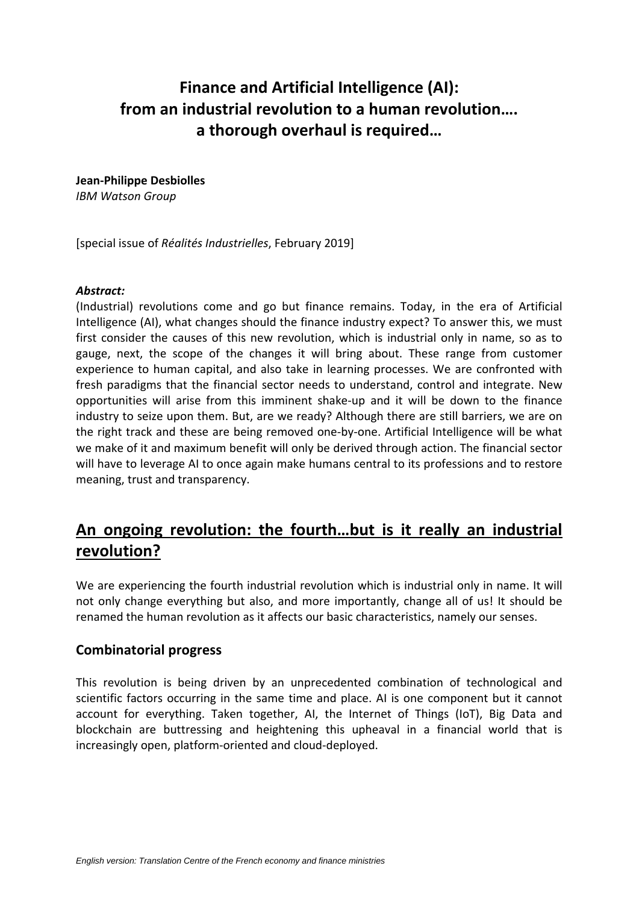# Finance and Artificial Intelligence (AI): from an industrial revolution to a human revolution…. a thorough overhaul is required…

**Jean-Philippe Desbiolles**
*IBM Watson Group*

[special issue of *Réalités Industrielles*, February 2019]

***Abstract:***
(Industrial) revolutions come and go but finance remains. Today, in the era of Artificial Intelligence (AI), what changes should the finance industry expect? To answer this, we must first consider the causes of this new revolution, which is industrial only in name, so as to gauge, next, the scope of the changes it will bring about. These range from customer experience to human capital, and also take in learning processes. We are confronted with fresh paradigms that the financial sector needs to understand, control and integrate. New opportunities will arise from this imminent shake-up and it will be down to the finance industry to seize upon them. But, are we ready? Although there are still barriers, we are on the right track and these are being removed one-by-one. Artificial Intelligence will be what we make of it and maximum benefit will only be derived through action. The financial sector will have to leverage AI to once again make humans central to its professions and to restore meaning, trust and transparency.

## An ongoing revolution: the fourth…but is it really an industrial revolution?

We are experiencing the fourth industrial revolution which is industrial only in name. It will not only change everything but also, and more importantly, change all of us! It should be renamed the human revolution as it affects our basic characteristics, namely our senses.

### Combinatorial progress

This revolution is being driven by an unprecedented combination of technological and scientific factors occurring in the same time and place. AI is one component but it cannot account for everything. Taken together, AI, the Internet of Things (IoT), Big Data and blockchain are buttressing and heightening this upheaval in a financial world that is increasingly open, platform-oriented and cloud-deployed.

*English version: Translation Centre of the French economy and finance ministries*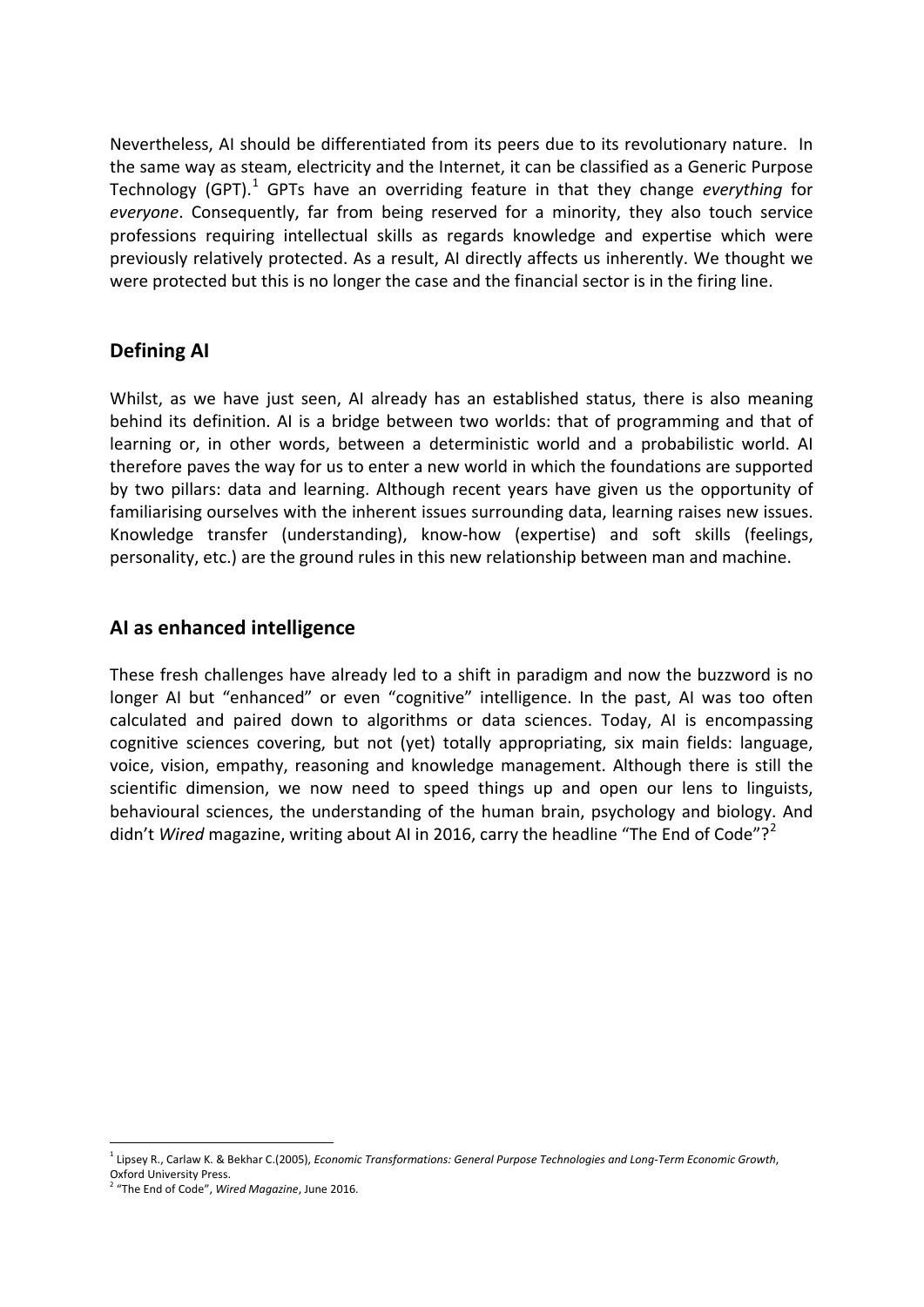Nevertheless, AI should be differentiated from its peers due to its revolutionary nature. In the same way as steam, electricity and the Internet, it can be classified as a Generic Purpose Technology (GPT).[1] GPTs have an overriding feature in that they change *everything* for *everyone*. Consequently, far from being reserved for a minority, they also touch service professions requiring intellectual skills as regards knowledge and expertise which were previously relatively protected. As a result, AI directly affects us inherently. We thought we were protected but this is no longer the case and the financial sector is in the firing line.

## Defining AI

Whilst, as we have just seen, AI already has an established status, there is also meaning behind its definition. AI is a bridge between two worlds: that of programming and that of learning or, in other words, between a deterministic world and a probabilistic world. AI therefore paves the way for us to enter a new world in which the foundations are supported by two pillars: data and learning. Although recent years have given us the opportunity of familiarising ourselves with the inherent issues surrounding data, learning raises new issues. Knowledge transfer (understanding), know-how (expertise) and soft skills (feelings, personality, etc.) are the ground rules in this new relationship between man and machine.

## AI as enhanced intelligence

These fresh challenges have already led to a shift in paradigm and now the buzzword is no longer AI but "enhanced" or even "cognitive" intelligence. In the past, AI was too often calculated and paired down to algorithms or data sciences. Today, AI is encompassing cognitive sciences covering, but not (yet) totally appropriating, six main fields: language, voice, vision, empathy, reasoning and knowledge management. Although there is still the scientific dimension, we now need to speed things up and open our lens to linguists, behavioural sciences, the understanding of the human brain, psychology and biology. And didn't *Wired* magazine, writing about AI in 2016, carry the headline "The End of Code"?[2]

---

[1] Lipsey R., Carlaw K. & Bekhar C.(2005), *Economic Transformations: General Purpose Technologies and Long-Term Economic Growth*, Oxford University Press.

[2] "The End of Code", *Wired Magazine*, June 2016.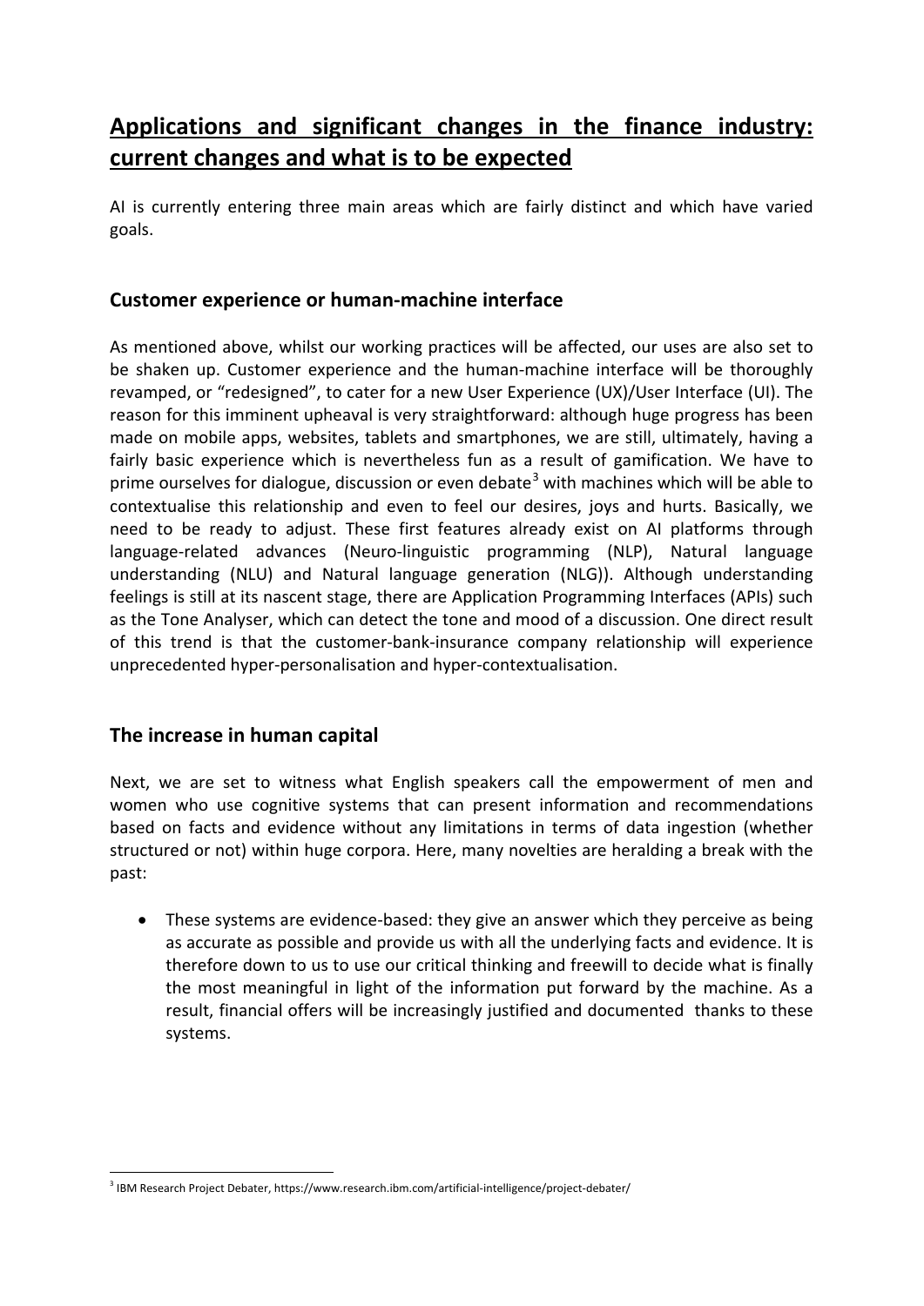# Applications and significant changes in the finance industry: current changes and what is to be expected

AI is currently entering three main areas which are fairly distinct and which have varied goals.

## Customer experience or human-machine interface

As mentioned above, whilst our working practices will be affected, our uses are also set to be shaken up. Customer experience and the human-machine interface will be thoroughly revamped, or "redesigned", to cater for a new User Experience (UX)/User Interface (UI). The reason for this imminent upheaval is very straightforward: although huge progress has been made on mobile apps, websites, tablets and smartphones, we are still, ultimately, having a fairly basic experience which is nevertheless fun as a result of gamification. We have to prime ourselves for dialogue, discussion or even debate[3] with machines which will be able to contextualise this relationship and even to feel our desires, joys and hurts. Basically, we need to be ready to adjust. These first features already exist on AI platforms through language-related advances (Neuro-linguistic programming (NLP), Natural language understanding (NLU) and Natural language generation (NLG)). Although understanding feelings is still at its nascent stage, there are Application Programming Interfaces (APIs) such as the Tone Analyser, which can detect the tone and mood of a discussion. One direct result of this trend is that the customer-bank-insurance company relationship will experience unprecedented hyper-personalisation and hyper-contextualisation.

## The increase in human capital

Next, we are set to witness what English speakers call the empowerment of men and women who use cognitive systems that can present information and recommendations based on facts and evidence without any limitations in terms of data ingestion (whether structured or not) within huge corpora. Here, many novelties are heralding a break with the past:

- These systems are evidence-based: they give an answer which they perceive as being as accurate as possible and provide us with all the underlying facts and evidence. It is therefore down to us to use our critical thinking and freewill to decide what is finally the most meaningful in light of the information put forward by the machine. As a result, financial offers will be increasingly justified and documented thanks to these systems.

[3] IBM Research Project Debater, https://www.research.ibm.com/artificial-intelligence/project-debater/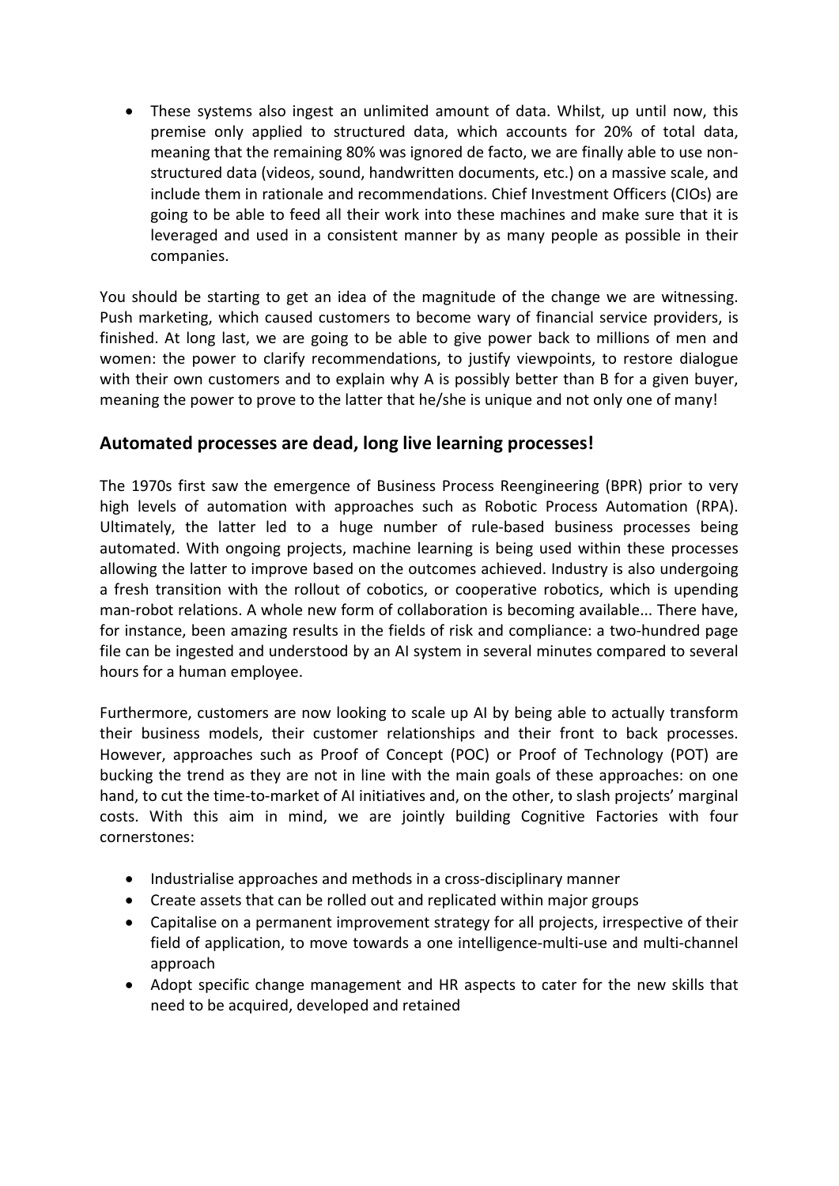- These systems also ingest an unlimited amount of data. Whilst, up until now, this premise only applied to structured data, which accounts for 20% of total data, meaning that the remaining 80% was ignored de facto, we are finally able to use non-structured data (videos, sound, handwritten documents, etc.) on a massive scale, and include them in rationale and recommendations. Chief Investment Officers (CIOs) are going to be able to feed all their work into these machines and make sure that it is leveraged and used in a consistent manner by as many people as possible in their companies.

You should be starting to get an idea of the magnitude of the change we are witnessing. Push marketing, which caused customers to become wary of financial service providers, is finished. At long last, we are going to be able to give power back to millions of men and women: the power to clarify recommendations, to justify viewpoints, to restore dialogue with their own customers and to explain why A is possibly better than B for a given buyer, meaning the power to prove to the latter that he/she is unique and not only one of many!

## Automated processes are dead, long live learning processes!

The 1970s first saw the emergence of Business Process Reengineering (BPR) prior to very high levels of automation with approaches such as Robotic Process Automation (RPA). Ultimately, the latter led to a huge number of rule-based business processes being automated. With ongoing projects, machine learning is being used within these processes allowing the latter to improve based on the outcomes achieved. Industry is also undergoing a fresh transition with the rollout of cobotics, or cooperative robotics, which is upending man-robot relations. A whole new form of collaboration is becoming available... There have, for instance, been amazing results in the fields of risk and compliance: a two-hundred page file can be ingested and understood by an AI system in several minutes compared to several hours for a human employee.

Furthermore, customers are now looking to scale up AI by being able to actually transform their business models, their customer relationships and their front to back processes. However, approaches such as Proof of Concept (POC) or Proof of Technology (POT) are bucking the trend as they are not in line with the main goals of these approaches: on one hand, to cut the time-to-market of AI initiatives and, on the other, to slash projects' marginal costs. With this aim in mind, we are jointly building Cognitive Factories with four cornerstones:

- Industrialise approaches and methods in a cross-disciplinary manner
- Create assets that can be rolled out and replicated within major groups
- Capitalise on a permanent improvement strategy for all projects, irrespective of their field of application, to move towards a one intelligence-multi-use and multi-channel approach
- Adopt specific change management and HR aspects to cater for the new skills that need to be acquired, developed and retained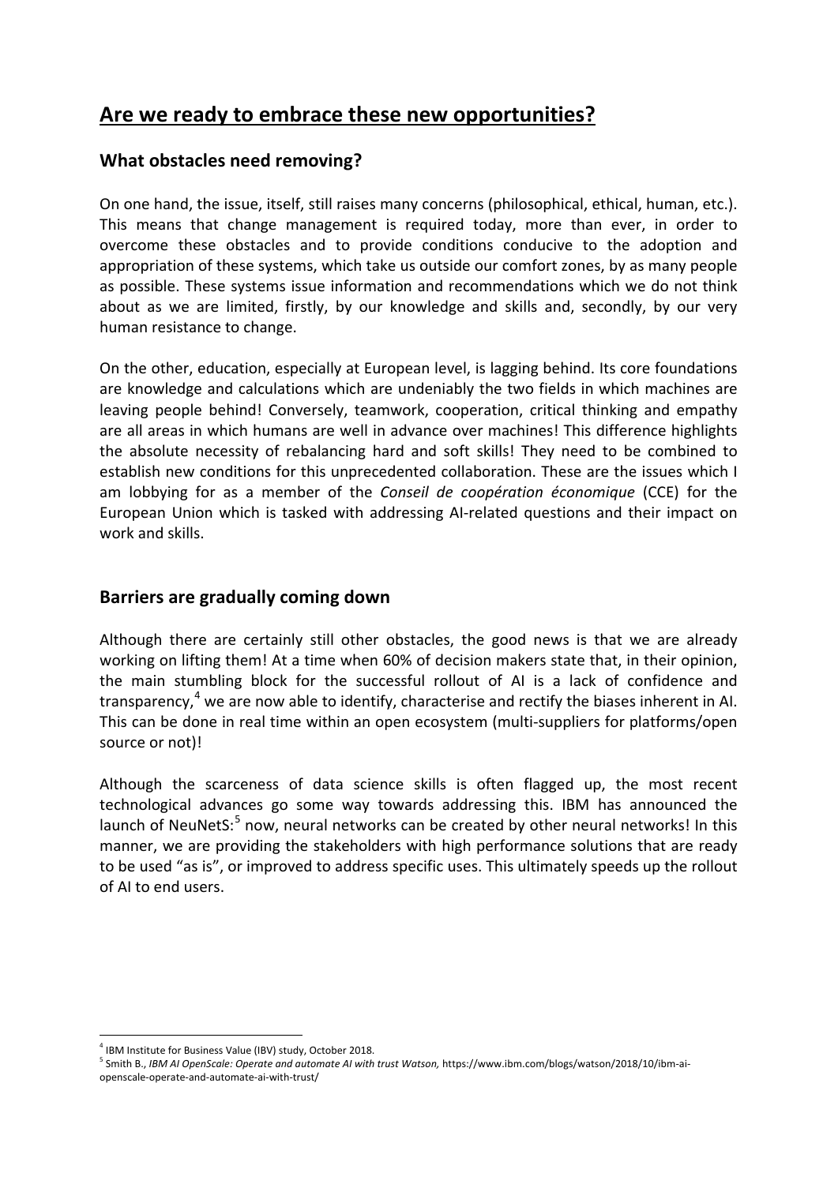## Are we ready to embrace these new opportunities?

### What obstacles need removing?

On one hand, the issue, itself, still raises many concerns (philosophical, ethical, human, etc.). This means that change management is required today, more than ever, in order to overcome these obstacles and to provide conditions conducive to the adoption and appropriation of these systems, which take us outside our comfort zones, by as many people as possible. These systems issue information and recommendations which we do not think about as we are limited, firstly, by our knowledge and skills and, secondly, by our very human resistance to change.

On the other, education, especially at European level, is lagging behind. Its core foundations are knowledge and calculations which are undeniably the two fields in which machines are leaving people behind! Conversely, teamwork, cooperation, critical thinking and empathy are all areas in which humans are well in advance over machines! This difference highlights the absolute necessity of rebalancing hard and soft skills! They need to be combined to establish new conditions for this unprecedented collaboration. These are the issues which I am lobbying for as a member of the *Conseil de coopération économique* (CCE) for the European Union which is tasked with addressing AI-related questions and their impact on work and skills.

### Barriers are gradually coming down

Although there are certainly still other obstacles, the good news is that we are already working on lifting them! At a time when 60% of decision makers state that, in their opinion, the main stumbling block for the successful rollout of AI is a lack of confidence and transparency,[4] we are now able to identify, characterise and rectify the biases inherent in AI. This can be done in real time within an open ecosystem (multi-suppliers for platforms/open source or not)!

Although the scarceness of data science skills is often flagged up, the most recent technological advances go some way towards addressing this. IBM has announced the launch of NeuNetS:[5] now, neural networks can be created by other neural networks! In this manner, we are providing the stakeholders with high performance solutions that are ready to be used "as is", or improved to address specific uses. This ultimately speeds up the rollout of AI to end users.

---

[4] IBM Institute for Business Value (IBV) study, October 2018.

[5] Smith B., *IBM AI OpenScale: Operate and automate AI with trust Watson,* https://www.ibm.com/blogs/watson/2018/10/ibm-ai-openscale-operate-and-automate-ai-with-trust/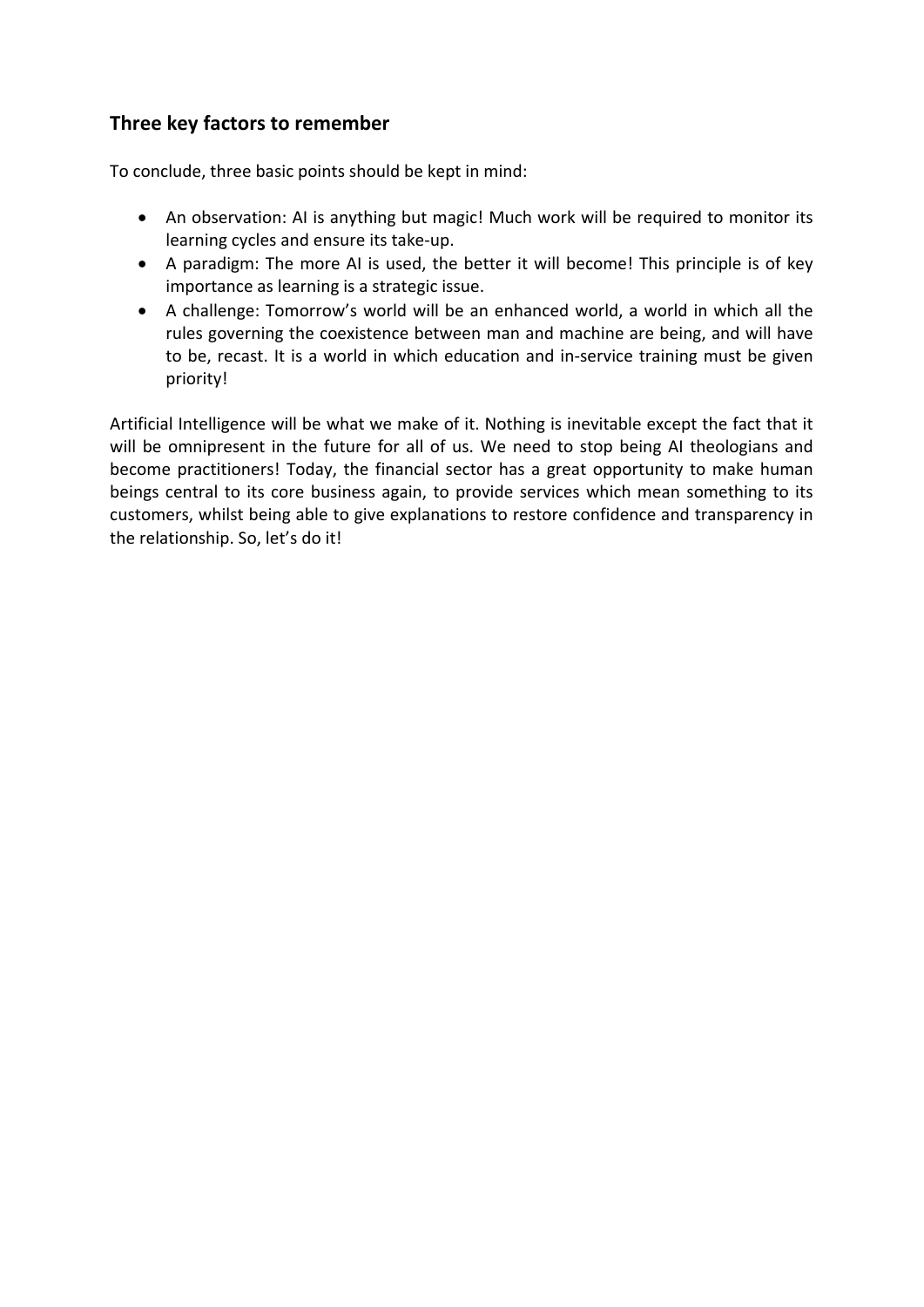## Three key factors to remember

To conclude, three basic points should be kept in mind:

- An observation: AI is anything but magic! Much work will be required to monitor its learning cycles and ensure its take-up.
- A paradigm: The more AI is used, the better it will become! This principle is of key importance as learning is a strategic issue.
- A challenge: Tomorrow's world will be an enhanced world, a world in which all the rules governing the coexistence between man and machine are being, and will have to be, recast. It is a world in which education and in-service training must be given priority!

Artificial Intelligence will be what we make of it. Nothing is inevitable except the fact that it will be omnipresent in the future for all of us. We need to stop being AI theologians and become practitioners! Today, the financial sector has a great opportunity to make human beings central to its core business again, to provide services which mean something to its customers, whilst being able to give explanations to restore confidence and transparency in the relationship. So, let's do it!